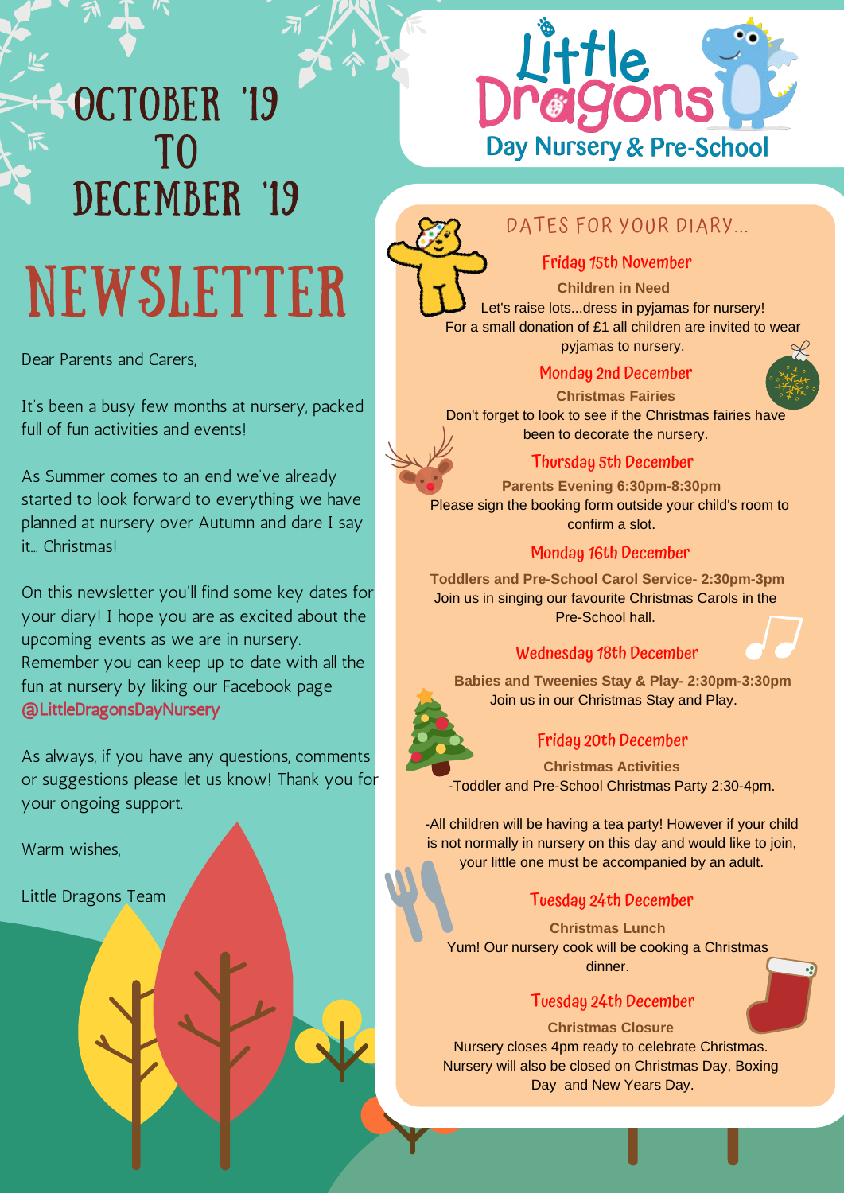# Little Dragons Day Nursery & Pre-School

# October '19 to December '19

# Newsletter

Dear Parents and Carers,

It's been a busy few months at nursery, packed full of fun activities and events!

As Summer comes to an end we've already started to look forward to everything we have planned at nursery over Autumn and dare I say it... Christmas!

On this newsletter you'll find some key dates for your diary! I hope you are as excited about the upcoming events as we are in nursery. Remember you can keep up to date with all the fun at nursery by liking our Facebook page **@LittleDragonsDayNursery**

As always, if you have any questions, comments or suggestions please let us know! Thank you for your ongoing support.

Warm wishes,

Little Dragons Team

## Dates for your diary...

### Friday 15th November

**Children in Need**

Let's raise lots...dress in pyjamas for nursery! For a small donation of £1 all children are invited to wear pyjamas to nursery.

### Monday 2nd December

**Christmas Fairies**

Don't forget to look to see if the Christmas fairies have been to decorate the nursery.

### Thursday 5th December

**Parents Evening 6:30pm-8:30pm**

Please sign the booking form outside your child's room to confirm a slot.

### Monday 16th December

**Toddlers and Pre-School Carol Service- 2:30pm-3pm**

Join us in singing our favourite Christmas Carols in the Pre-School hall.

### Wednesday 18th December

**Babies and Tweenies Stay & Play- 2:30pm-3:30pm**

Join us in our Christmas Stay and Play.

### Friday 20th December

**Christmas Activities**

-Toddler and Pre-School Christmas Party 2:30-4pm.

-All children will be having a tea party! However if your child is not normally in nursery on this day and would like to join, your little one must be accompanied by an adult.

### Tuesday 24th December

**Christmas Lunch**

Yum! Our nursery cook will be cooking a Christmas dinner.

### Tuesday 24th December

**Christmas Closure**

Nursery closes 4pm ready to celebrate Christmas. Nursery will also be closed on Christmas Day, Boxing Day and New Years Day.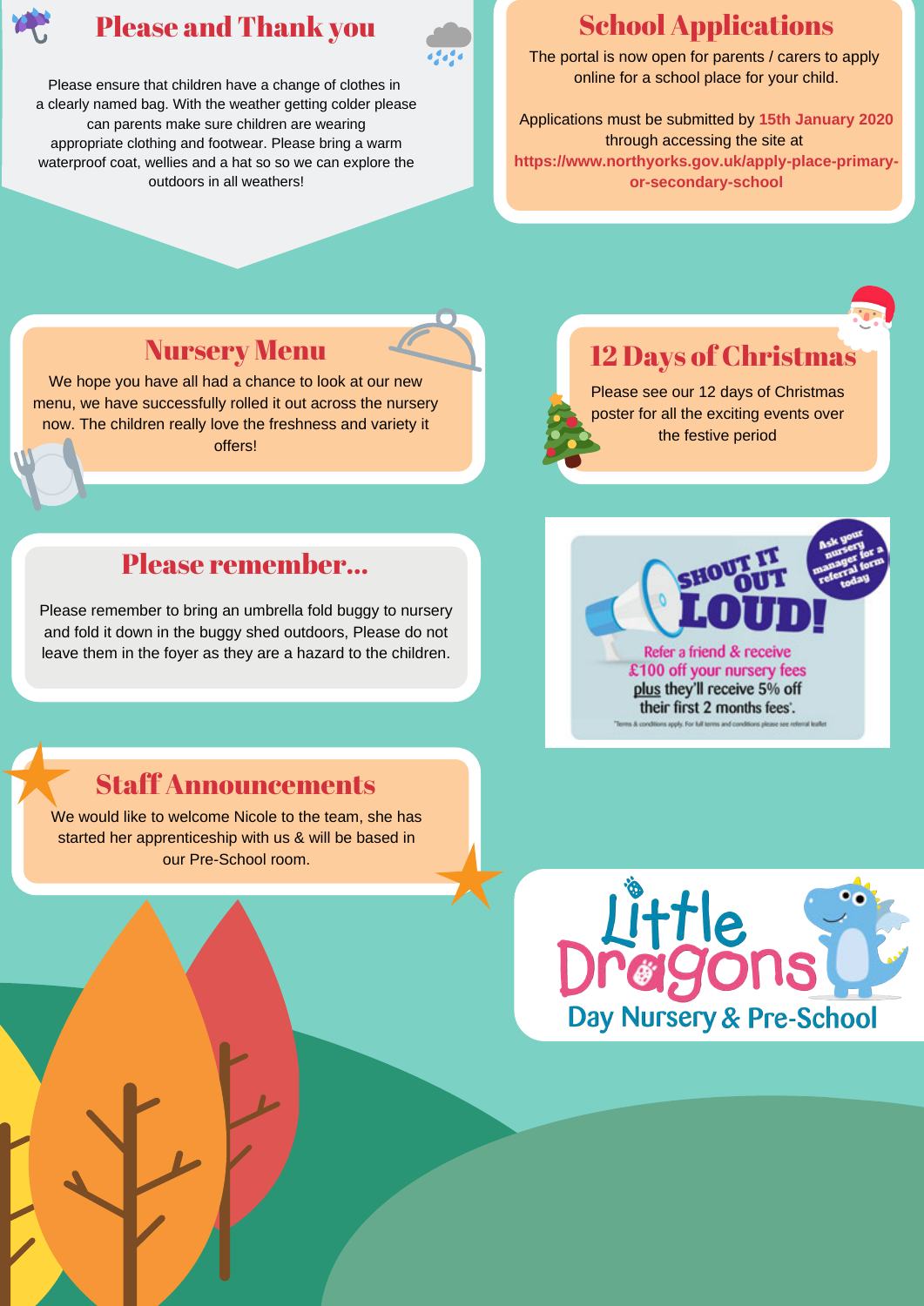## Please and Thank you

Please ensure that children have a change of clothes in a clearly named bag. With the weather getting colder please can parents make sure children are wearing appropriate clothing and footwear. Please bring a warm waterproof coat, wellies and a hat so so we can explore the outdoors in all weathers!

## School Applications

The portal is now open for parents / carers to apply online for a school place for your child.

Applications must be submitted by **15th January 2020** through accessing the site at **https://www.northyorks.gov.uk/apply-place-primary-or-secondary-school**

## Nursery Menu

We hope you have all had a chance to look at our new menu, we have successfully rolled it out across the nursery now. The children really love the freshness and variety it offers!

## 12 Days of Christmas

Please see our 12 days of Christmas poster for all the exciting events over the festive period

## Please remember...

Please remember to bring an umbrella fold buggy to nursery and fold it down in the buggy shed outdoors, Please do not leave them in the foyer as they are a hazard to the children.

SHOUT IT OUT LOUD!

Ask your nursery manager for a referral form today

Refer a friend & receive £100 off your nursery fees plus they'll receive 5% off their first 2 months fees*.

*Terms & conditions apply. For full terms and conditions please see referral leaflet

## Staff Announcements

We would like to welcome Nicole to the team, she has started her apprenticeship with us & will be based in our Pre-School room.

Little Dragons Day Nursery & Pre-School